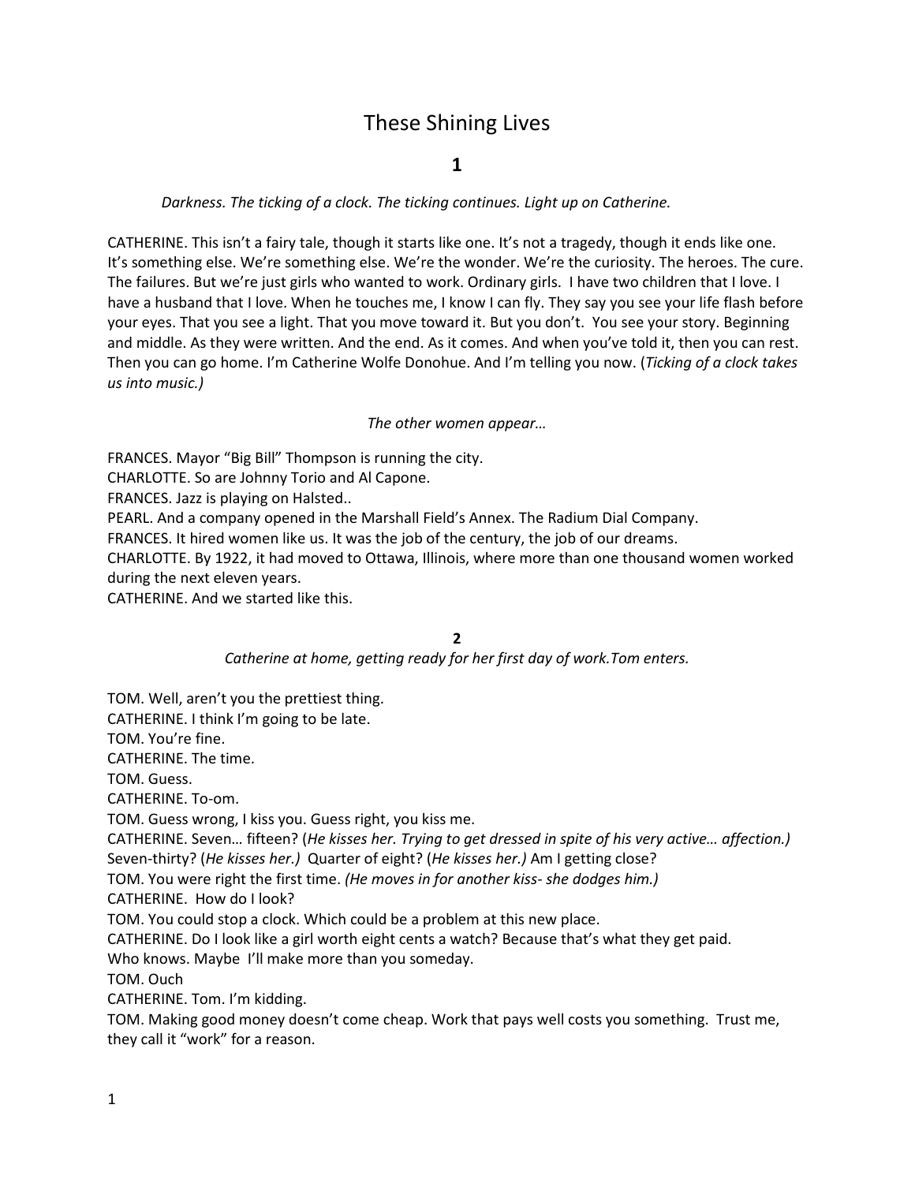# These Shining Lives

## 1

*Darkness. The ticking of a clock. The ticking continues. Light up on Catherine.*

CATHERINE. This isn't a fairy tale, though it starts like one. It's not a tragedy, though it ends like one. It's something else. We're something else. We're the wonder. We're the curiosity. The heroes. The cure. The failures. But we're just girls who wanted to work. Ordinary girls. I have two children that I love. I have a husband that I love. When he touches me, I know I can fly. They say you see your life flash before your eyes. That you see a light. That you move toward it. But you don't. You see your story. Beginning and middle. As they were written. And the end. As it comes. And when you've told it, then you can rest. Then you can go home. I'm Catherine Wolfe Donohue. And I'm telling you now. (*Ticking of a clock takes us into music.)*

*The other women appear…*

FRANCES. Mayor "Big Bill" Thompson is running the city.
CHARLOTTE. So are Johnny Torio and Al Capone.
FRANCES. Jazz is playing on Halsted..
PEARL. And a company opened in the Marshall Field's Annex. The Radium Dial Company.
FRANCES. It hired women like us. It was the job of the century, the job of our dreams.
CHARLOTTE. By 1922, it had moved to Ottawa, Illinois, where more than one thousand women worked during the next eleven years.
CATHERINE. And we started like this.

## 2

*Catherine at home, getting ready for her first day of work.Tom enters.*

TOM. Well, aren't you the prettiest thing.
CATHERINE. I think I'm going to be late.
TOM. You're fine.
CATHERINE. The time.
TOM. Guess.
CATHERINE. To-om.
TOM. Guess wrong, I kiss you. Guess right, you kiss me.
CATHERINE. Seven… fifteen? (*He kisses her. Trying to get dressed in spite of his very active… affection.)* Seven-thirty? (*He kisses her.)* Quarter of eight? (*He kisses her.)* Am I getting close?
TOM. You were right the first time. *(He moves in for another kiss- she dodges him.)*
CATHERINE. How do I look?
TOM. You could stop a clock. Which could be a problem at this new place.
CATHERINE. Do I look like a girl worth eight cents a watch? Because that's what they get paid. Who knows. Maybe I'll make more than you someday.
TOM. Ouch
CATHERINE. Tom. I'm kidding.
TOM. Making good money doesn't come cheap. Work that pays well costs you something. Trust me, they call it "work" for a reason.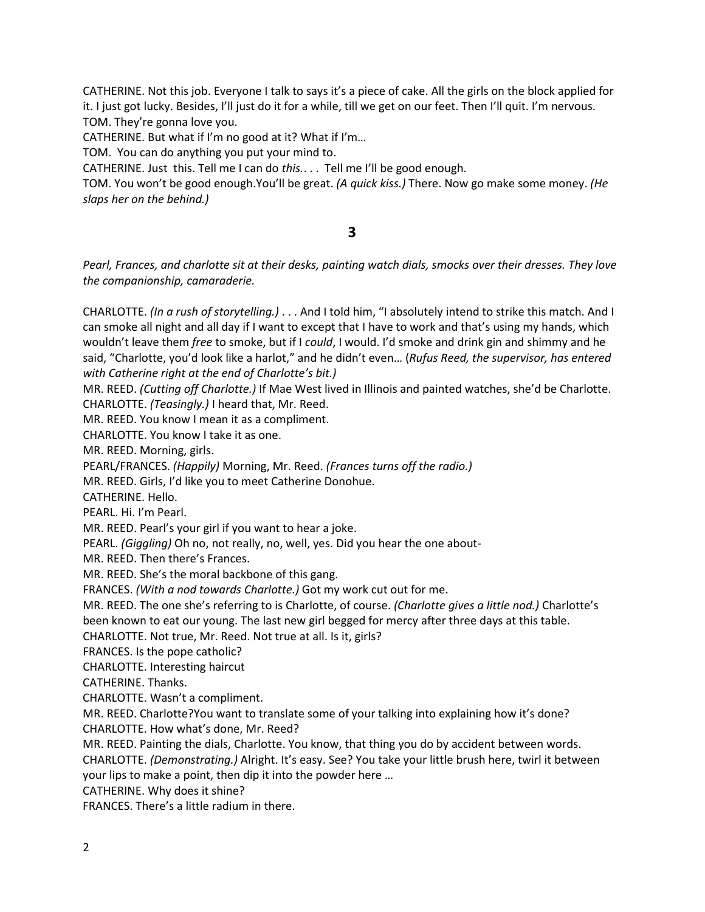CATHERINE. Not this job. Everyone I talk to says it's a piece of cake. All the girls on the block applied for it. I just got lucky. Besides, I'll just do it for a while, till we get on our feet. Then I'll quit. I'm nervous.
TOM. They're gonna love you.
CATHERINE. But what if I'm no good at it? What if I'm…
TOM. You can do anything you put your mind to.
CATHERINE. Just this. Tell me I can do *this*. . . . Tell me I'll be good enough.
TOM. You won't be good enough.You'll be great. *(A quick kiss.)* There. Now go make some money. *(He slaps her on the behind.)*

## 3

*Pearl, Frances, and charlotte sit at their desks, painting watch dials, smocks over their dresses. They love the companionship, camaraderie.*

CHARLOTTE. *(In a rush of storytelling.)* . . . And I told him, "I absolutely intend to strike this match. And I can smoke all night and all day if I want to except that I have to work and that's using my hands, which wouldn't leave them *free* to smoke, but if I *could*, I would. I'd smoke and drink gin and shimmy and he said, "Charlotte, you'd look like a harlot," and he didn't even… (*Rufus Reed, the supervisor, has entered with Catherine right at the end of Charlotte's bit.)*
MR. REED. *(Cutting off Charlotte.)* If Mae West lived in Illinois and painted watches, she'd be Charlotte.
CHARLOTTE. *(Teasingly.)* I heard that, Mr. Reed.
MR. REED. You know I mean it as a compliment.
CHARLOTTE. You know I take it as one.
MR. REED. Morning, girls.
PEARL/FRANCES. *(Happily)* Morning, Mr. Reed. *(Frances turns off the radio.)*
MR. REED. Girls, I'd like you to meet Catherine Donohue.
CATHERINE. Hello.
PEARL. Hi. I'm Pearl.
MR. REED. Pearl's your girl if you want to hear a joke.
PEARL. *(Giggling)* Oh no, not really, no, well, yes. Did you hear the one about-
MR. REED. Then there's Frances.
MR. REED. She's the moral backbone of this gang.
FRANCES. *(With a nod towards Charlotte.)* Got my work cut out for me.
MR. REED. The one she's referring to is Charlotte, of course. *(Charlotte gives a little nod.)* Charlotte's been known to eat our young. The last new girl begged for mercy after three days at this table.
CHARLOTTE. Not true, Mr. Reed. Not true at all. Is it, girls?
FRANCES. Is the pope catholic?
CHARLOTTE. Interesting haircut
CATHERINE. Thanks.
CHARLOTTE. Wasn't a compliment.
MR. REED. Charlotte?You want to translate some of your talking into explaining how it's done?
CHARLOTTE. How what's done, Mr. Reed?
MR. REED. Painting the dials, Charlotte. You know, that thing you do by accident between words.
CHARLOTTE. *(Demonstrating.)* Alright. It's easy. See? You take your little brush here, twirl it between your lips to make a point, then dip it into the powder here …
CATHERINE. Why does it shine?
FRANCES. There's a little radium in there.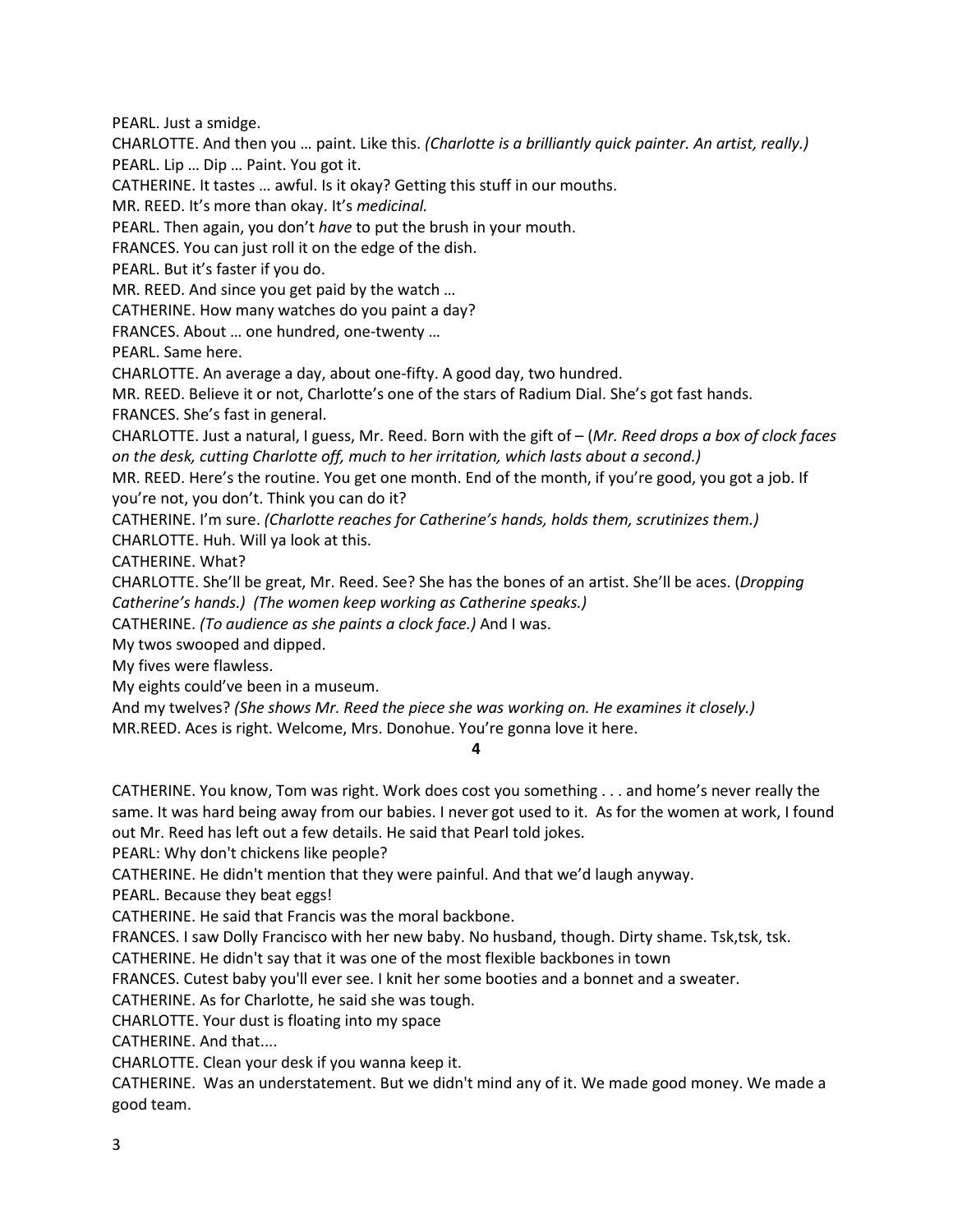PEARL. Just a smidge.

CHARLOTTE. And then you … paint. Like this. *(Charlotte is a brilliantly quick painter. An artist, really.)*

PEARL. Lip … Dip … Paint. You got it.

CATHERINE. It tastes … awful. Is it okay? Getting this stuff in our mouths.

MR. REED. It's more than okay. It's *medicinal.*

PEARL. Then again, you don't *have* to put the brush in your mouth.

FRANCES. You can just roll it on the edge of the dish.

PEARL. But it's faster if you do.

MR. REED. And since you get paid by the watch …

CATHERINE. How many watches do you paint a day?

FRANCES. About … one hundred, one-twenty …

PEARL. Same here.

CHARLOTTE. An average a day, about one-fifty. A good day, two hundred.

MR. REED. Believe it or not, Charlotte's one of the stars of Radium Dial. She's got fast hands.

FRANCES. She's fast in general.

CHARLOTTE. Just a natural, I guess, Mr. Reed. Born with the gift of – (*Mr. Reed drops a box of clock faces on the desk, cutting Charlotte off, much to her irritation, which lasts about a second.)*

MR. REED. Here's the routine. You get one month. End of the month, if you're good, you got a job. If you're not, you don't. Think you can do it?

CATHERINE. I'm sure. *(Charlotte reaches for Catherine's hands, holds them, scrutinizes them.)*

CHARLOTTE. Huh. Will ya look at this.

CATHERINE. What?

CHARLOTTE. She'll be great, Mr. Reed. See? She has the bones of an artist. She'll be aces. (*Dropping Catherine's hands.) (The women keep working as Catherine speaks.)*

CATHERINE. *(To audience as she paints a clock face.)* And I was.

My twos swooped and dipped.

My fives were flawless.

My eights could've been in a museum.

And my twelves? *(She shows Mr. Reed the piece she was working on. He examines it closely.)*

MR.REED. Aces is right. Welcome, Mrs. Donohue. You're gonna love it here.

**4**

CATHERINE. You know, Tom was right. Work does cost you something . . . and home's never really the same. It was hard being away from our babies. I never got used to it. As for the women at work, I found out Mr. Reed has left out a few details. He said that Pearl told jokes.

PEARL: Why don't chickens like people?

CATHERINE. He didn't mention that they were painful. And that we'd laugh anyway.

PEARL. Because they beat eggs!

CATHERINE. He said that Francis was the moral backbone.

FRANCES. I saw Dolly Francisco with her new baby. No husband, though. Dirty shame. Tsk,tsk, tsk.

CATHERINE. He didn't say that it was one of the most flexible backbones in town

FRANCES. Cutest baby you'll ever see. I knit her some booties and a bonnet and a sweater.

CATHERINE. As for Charlotte, he said she was tough.

CHARLOTTE. Your dust is floating into my space

CATHERINE. And that....

CHARLOTTE. Clean your desk if you wanna keep it.

CATHERINE. Was an understatement. But we didn't mind any of it. We made good money. We made a good team.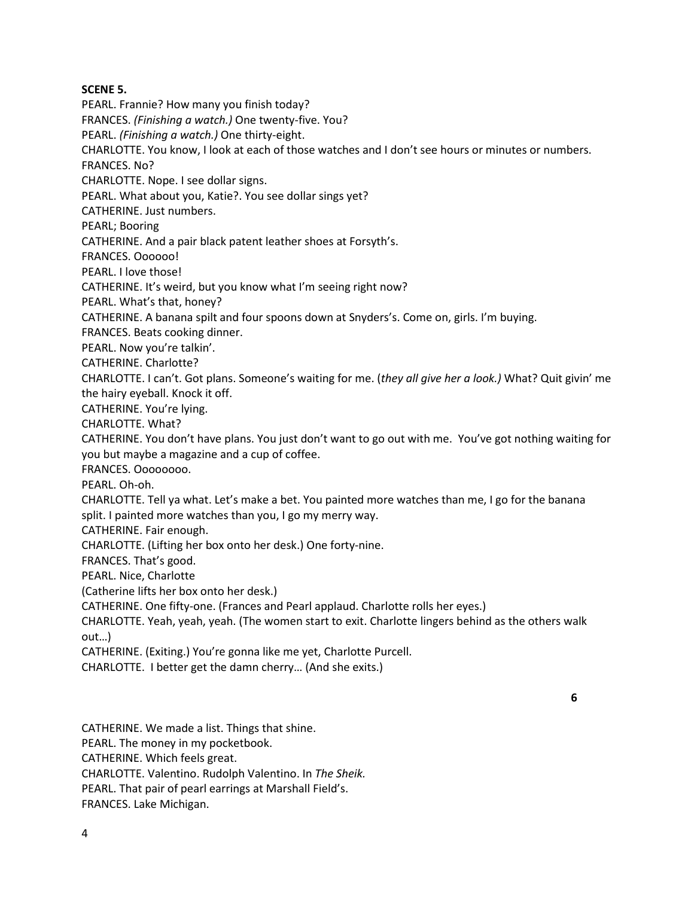**SCENE 5.**

PEARL. Frannie? How many you finish today?

FRANCES. *(Finishing a watch.)* One twenty-five. You?

PEARL. *(Finishing a watch.)* One thirty-eight.

CHARLOTTE. You know, I look at each of those watches and I don't see hours or minutes or numbers.

FRANCES. No?

CHARLOTTE. Nope. I see dollar signs.

PEARL. What about you, Katie?. You see dollar sings yet?

CATHERINE. Just numbers.

PEARL; Booring

CATHERINE. And a pair black patent leather shoes at Forsyth's.

FRANCES. Oooooo!

PEARL. I love those!

CATHERINE. It's weird, but you know what I'm seeing right now?

PEARL. What's that, honey?

CATHERINE. A banana spilt and four spoons down at Snyders's. Come on, girls. I'm buying.

FRANCES. Beats cooking dinner.

PEARL. Now you're talkin'.

CATHERINE. Charlotte?

CHARLOTTE. I can't. Got plans. Someone's waiting for me. (*they all give her a look.)* What? Quit givin' me the hairy eyeball. Knock it off.

CATHERINE. You're lying.

CHARLOTTE. What?

CATHERINE. You don't have plans. You just don't want to go out with me. You've got nothing waiting for you but maybe a magazine and a cup of coffee.

FRANCES. Oooooooo.

PEARL. Oh-oh.

CHARLOTTE. Tell ya what. Let's make a bet. You painted more watches than me, I go for the banana split. I painted more watches than you, I go my merry way.

CATHERINE. Fair enough.

CHARLOTTE. (Lifting her box onto her desk.) One forty-nine.

FRANCES. That's good.

PEARL. Nice, Charlotte

(Catherine lifts her box onto her desk.)

CATHERINE. One fifty-one. (Frances and Pearl applaud. Charlotte rolls her eyes.)

CHARLOTTE. Yeah, yeah, yeah. (The women start to exit. Charlotte lingers behind as the others walk out…)

CATHERINE. (Exiting.) You're gonna like me yet, Charlotte Purcell.

CHARLOTTE. I better get the damn cherry… (And she exits.)

**6**

CATHERINE. We made a list. Things that shine.

PEARL. The money in my pocketbook.

CATHERINE. Which feels great.

CHARLOTTE. Valentino. Rudolph Valentino. In *The Sheik.*

PEARL. That pair of pearl earrings at Marshall Field's.

FRANCES. Lake Michigan.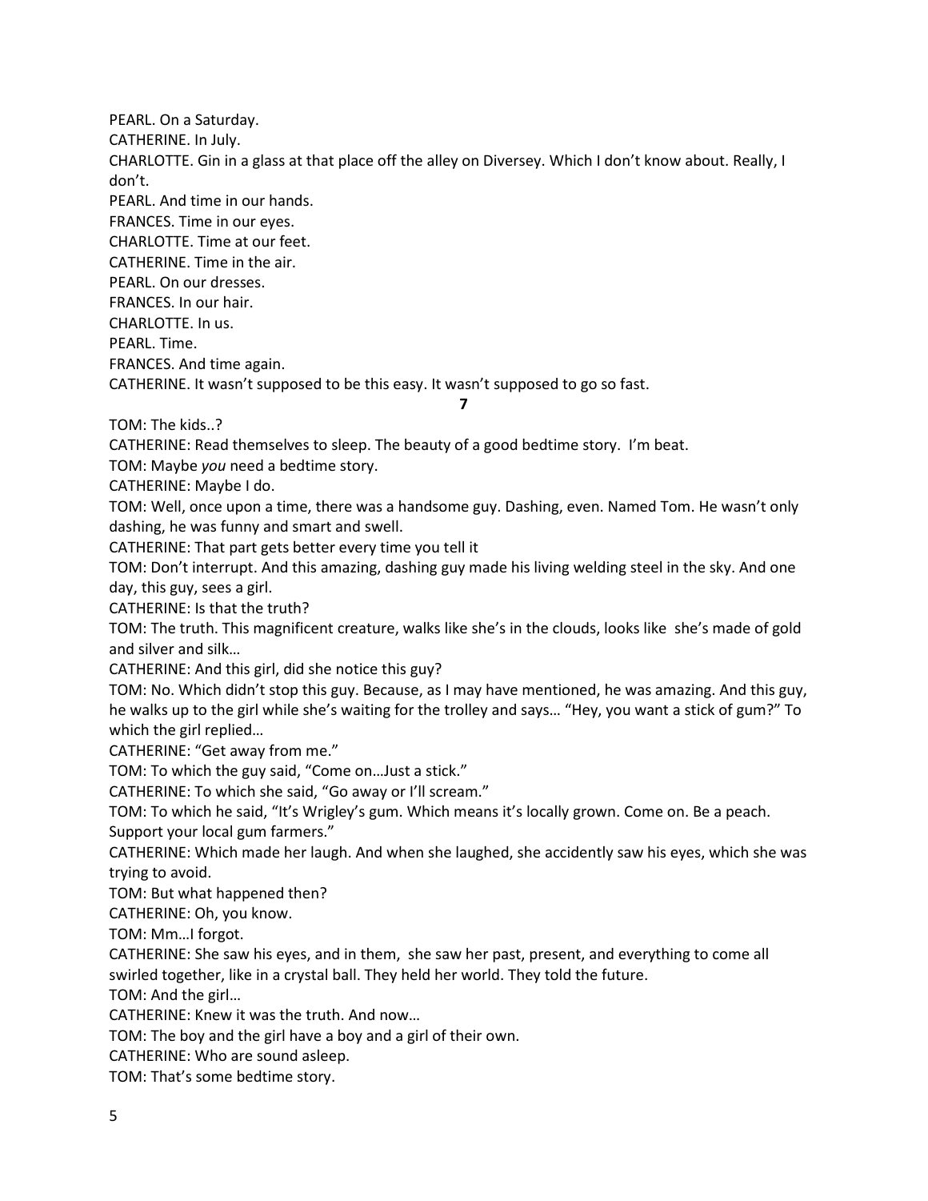PEARL. On a Saturday.

CATHERINE. In July.

CHARLOTTE. Gin in a glass at that place off the alley on Diversey. Which I don't know about. Really, I don't.

PEARL. And time in our hands.

FRANCES. Time in our eyes.

CHARLOTTE. Time at our feet.

CATHERINE. Time in the air.

PEARL. On our dresses.

FRANCES. In our hair.

CHARLOTTE. In us.

PEARL. Time.

FRANCES. And time again.

CATHERINE. It wasn't supposed to be this easy. It wasn't supposed to go so fast.

**7**

TOM: The kids..?

CATHERINE: Read themselves to sleep. The beauty of a good bedtime story. I'm beat.

TOM: Maybe *you* need a bedtime story.

CATHERINE: Maybe I do.

TOM: Well, once upon a time, there was a handsome guy. Dashing, even. Named Tom. He wasn't only dashing, he was funny and smart and swell.

CATHERINE: That part gets better every time you tell it

TOM: Don't interrupt. And this amazing, dashing guy made his living welding steel in the sky. And one day, this guy, sees a girl.

CATHERINE: Is that the truth?

TOM: The truth. This magnificent creature, walks like she's in the clouds, looks like she's made of gold and silver and silk…

CATHERINE: And this girl, did she notice this guy?

TOM: No. Which didn't stop this guy. Because, as I may have mentioned, he was amazing. And this guy, he walks up to the girl while she's waiting for the trolley and says… "Hey, you want a stick of gum?" To which the girl replied…

CATHERINE: "Get away from me."

TOM: To which the guy said, "Come on…Just a stick."

CATHERINE: To which she said, "Go away or I'll scream."

TOM: To which he said, "It's Wrigley's gum. Which means it's locally grown. Come on. Be a peach. Support your local gum farmers."

CATHERINE: Which made her laugh. And when she laughed, she accidently saw his eyes, which she was trying to avoid.

TOM: But what happened then?

CATHERINE: Oh, you know.

TOM: Mm…I forgot.

CATHERINE: She saw his eyes, and in them, she saw her past, present, and everything to come all swirled together, like in a crystal ball. They held her world. They told the future.

TOM: And the girl…

CATHERINE: Knew it was the truth. And now…

TOM: The boy and the girl have a boy and a girl of their own.

CATHERINE: Who are sound asleep.

TOM: That's some bedtime story.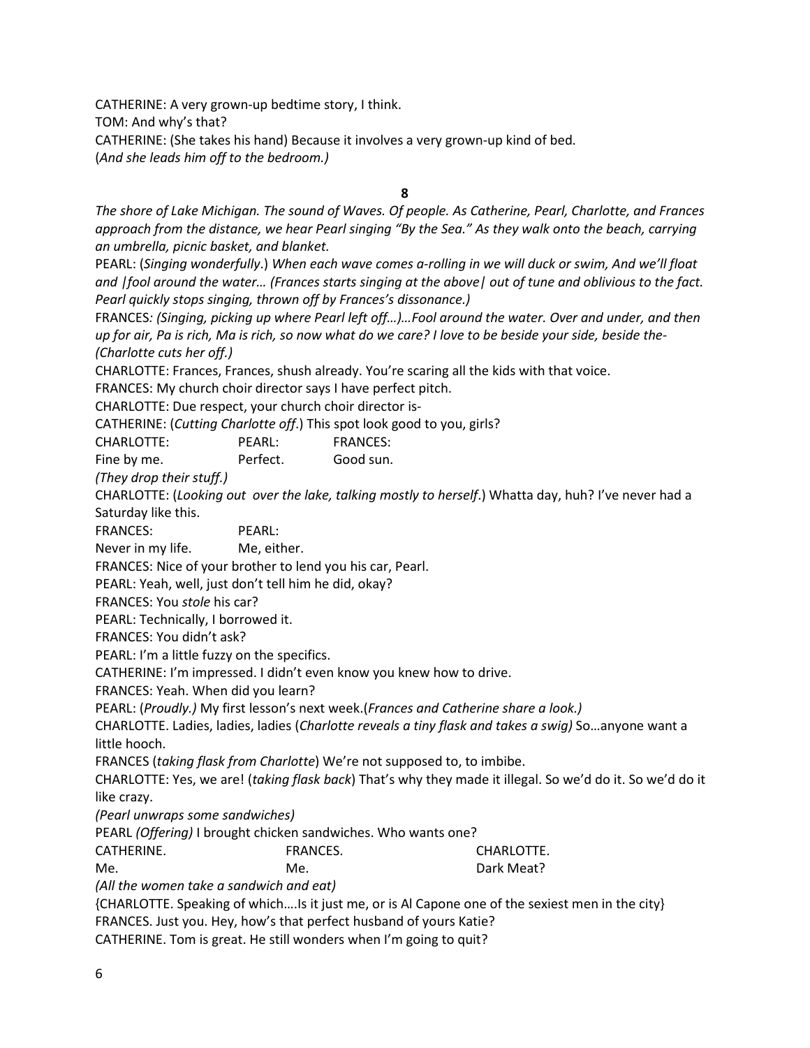CATHERINE: A very grown-up bedtime story, I think.
TOM: And why's that?
CATHERINE: (She takes his hand) Because it involves a very grown-up kind of bed.
(*And she leads him off to the bedroom.)*

**8**

*The shore of Lake Michigan. The sound of Waves. Of people. As Catherine, Pearl, Charlotte, and Frances approach from the distance, we hear Pearl singing "By the Sea." As they walk onto the beach, carrying an umbrella, picnic basket, and blanket.*

PEARL: (*Singing wonderfully*.) *When each wave comes a-rolling in we will duck or swim, And we'll float and |fool around the water… (Frances starts singing at the above| out of tune and oblivious to the fact. Pearl quickly stops singing, thrown off by Frances's dissonance.)*

FRANCES*: (Singing, picking up where Pearl left off…)…Fool around the water. Over and under, and then up for air, Pa is rich, Ma is rich, so now what do we care? I love to be beside your side, beside the- (Charlotte cuts her off.)*

CHARLOTTE: Frances, Frances, shush already. You're scaring all the kids with that voice.
FRANCES: My church choir director says I have perfect pitch.
CHARLOTTE: Due respect, your church choir director is-
CATHERINE: (*Cutting Charlotte off*.) This spot look good to you, girls?

| CHARLOTTE: | PEARL: | FRANCES: |
|---|---|---|
| Fine by me. | Perfect. | Good sun. |

*(They drop their stuff.)*

CHARLOTTE: (*Looking out over the lake, talking mostly to herself*.) Whatta day, huh? I've never had a Saturday like this.

| FRANCES: | PEARL: |
|---|---|
| Never in my life. | Me, either. |

FRANCES: Nice of your brother to lend you his car, Pearl.
PEARL: Yeah, well, just don't tell him he did, okay?
FRANCES: You *stole* his car?
PEARL: Technically, I borrowed it.
FRANCES: You didn't ask?
PEARL: I'm a little fuzzy on the specifics.
CATHERINE: I'm impressed. I didn't even know you knew how to drive.
FRANCES: Yeah. When did you learn?
PEARL: (*Proudly.)* My first lesson's next week.(*Frances and Catherine share a look.)*
CHARLOTTE. Ladies, ladies, ladies (*Charlotte reveals a tiny flask and takes a swig)* So…anyone want a little hooch.
FRANCES (*taking flask from Charlotte*) We're not supposed to, to imbibe.
CHARLOTTE: Yes, we are! (*taking flask back*) That's why they made it illegal. So we'd do it. So we'd do it like crazy.
*(Pearl unwraps some sandwiches)*
PEARL *(Offering)* I brought chicken sandwiches. Who wants one?

| CATHERINE. | FRANCES. | CHARLOTTE. |
|---|---|---|
| Me. | Me. | Dark Meat? |

*(All the women take a sandwich and eat)*

{CHARLOTTE. Speaking of which….Is it just me, or is Al Capone one of the sexiest men in the city}
FRANCES. Just you. Hey, how's that perfect husband of yours Katie?
CATHERINE. Tom is great. He still wonders when I'm going to quit?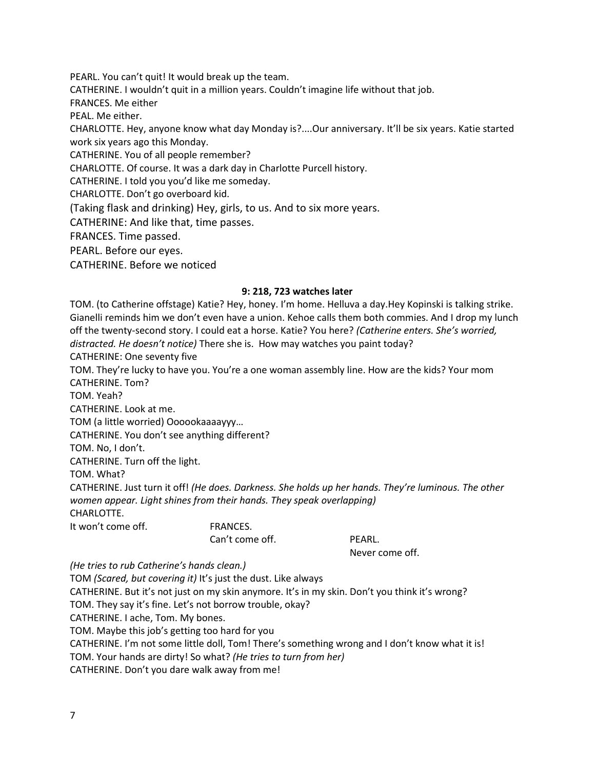PEARL. You can't quit! It would break up the team.

CATHERINE. I wouldn't quit in a million years. Couldn't imagine life without that job.

FRANCES. Me either

PEAL. Me either.

CHARLOTTE. Hey, anyone know what day Monday is?....Our anniversary. It'll be six years. Katie started work six years ago this Monday.

CATHERINE. You of all people remember?

CHARLOTTE. Of course. It was a dark day in Charlotte Purcell history.

CATHERINE. I told you you'd like me someday.

CHARLOTTE. Don't go overboard kid.

(Taking flask and drinking) Hey, girls, to us. And to six more years.

CATHERINE: And like that, time passes.

FRANCES. Time passed.

PEARL. Before our eyes.

CATHERINE. Before we noticed

**9: 218, 723 watches later**

TOM. (to Catherine offstage) Katie? Hey, honey. I'm home. Helluva a day.Hey Kopinski is talking strike. Gianelli reminds him we don't even have a union. Kehoe calls them both commies. And I drop my lunch off the twenty-second story. I could eat a horse. Katie? You here? *(Catherine enters. She's worried, distracted. He doesn't notice)* There she is. How may watches you paint today?

CATHERINE: One seventy five

TOM. They're lucky to have you. You're a one woman assembly line. How are the kids? Your mom

CATHERINE. Tom?

TOM. Yeah?

CATHERINE. Look at me.

TOM (a little worried) Oooookaaaayyy…

CATHERINE. You don't see anything different?

TOM. No, I don't.

CATHERINE. Turn off the light.

TOM. What?

CATHERINE. Just turn it off! *(He does. Darkness. She holds up her hands. They're luminous. The other women appear. Light shines from their hands. They speak overlapping)*

CHARLOTTE.
It won't come off.

FRANCES.
Can't come off.

PEARL.
Never come off.

*(He tries to rub Catherine's hands clean.)*

TOM *(Scared, but covering it)* It's just the dust. Like always

CATHERINE. But it's not just on my skin anymore. It's in my skin. Don't you think it's wrong?

TOM. They say it's fine. Let's not borrow trouble, okay?

CATHERINE. I ache, Tom. My bones.

TOM. Maybe this job's getting too hard for you

CATHERINE. I'm not some little doll, Tom! There's something wrong and I don't know what it is!

TOM. Your hands are dirty! So what? *(He tries to turn from her)*

CATHERINE. Don't you dare walk away from me!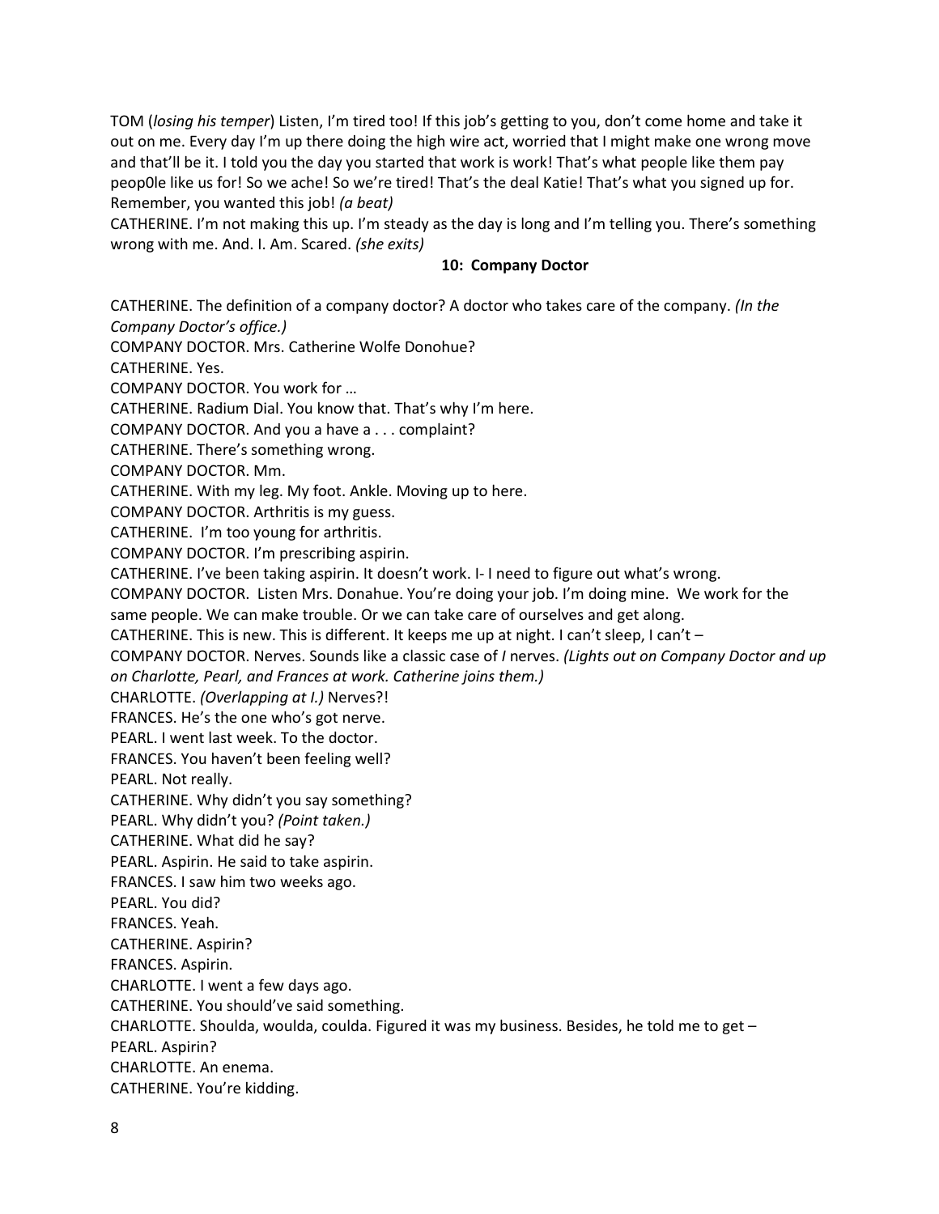TOM (*losing his temper*) Listen, I'm tired too! If this job's getting to you, don't come home and take it out on me. Every day I'm up there doing the high wire act, worried that I might make one wrong move and that'll be it. I told you the day you started that work is work! That's what people like them pay peop0le like us for! So we ache! So we're tired! That's the deal Katie! That's what you signed up for. Remember, you wanted this job! *(a beat)*

CATHERINE. I'm not making this up. I'm steady as the day is long and I'm telling you. There's something wrong with me. And. I. Am. Scared. *(she exits)*

**10: Company Doctor**

CATHERINE. The definition of a company doctor? A doctor who takes care of the company. *(In the Company Doctor's office.)*

COMPANY DOCTOR. Mrs. Catherine Wolfe Donohue?

CATHERINE. Yes.

COMPANY DOCTOR. You work for …

CATHERINE. Radium Dial. You know that. That's why I'm here.

COMPANY DOCTOR. And you a have a . . . complaint?

CATHERINE. There's something wrong.

COMPANY DOCTOR. Mm.

CATHERINE. With my leg. My foot. Ankle. Moving up to here.

COMPANY DOCTOR. Arthritis is my guess.

CATHERINE. I'm too young for arthritis.

COMPANY DOCTOR. I'm prescribing aspirin.

CATHERINE. I've been taking aspirin. It doesn't work. I- I need to figure out what's wrong.

COMPANY DOCTOR. Listen Mrs. Donahue. You're doing your job. I'm doing mine. We work for the same people. We can make trouble. Or we can take care of ourselves and get along.

CATHERINE. This is new. This is different. It keeps me up at night. I can't sleep, I can't –

COMPANY DOCTOR. Nerves. Sounds like a classic case of *I* nerves. *(Lights out on Company Doctor and up on Charlotte, Pearl, and Frances at work. Catherine joins them.)*

CHARLOTTE. *(Overlapping at I.)* Nerves?!

FRANCES. He's the one who's got nerve.

PEARL. I went last week. To the doctor.

FRANCES. You haven't been feeling well?

PEARL. Not really.

CATHERINE. Why didn't you say something?

PEARL. Why didn't you? *(Point taken.)*

CATHERINE. What did he say?

PEARL. Aspirin. He said to take aspirin.

FRANCES. I saw him two weeks ago.

PEARL. You did?

FRANCES. Yeah.

CATHERINE. Aspirin?

FRANCES. Aspirin.

CHARLOTTE. I went a few days ago.

CATHERINE. You should've said something.

CHARLOTTE. Shoulda, woulda, coulda. Figured it was my business. Besides, he told me to get –

PEARL. Aspirin?

CHARLOTTE. An enema.

CATHERINE. You're kidding.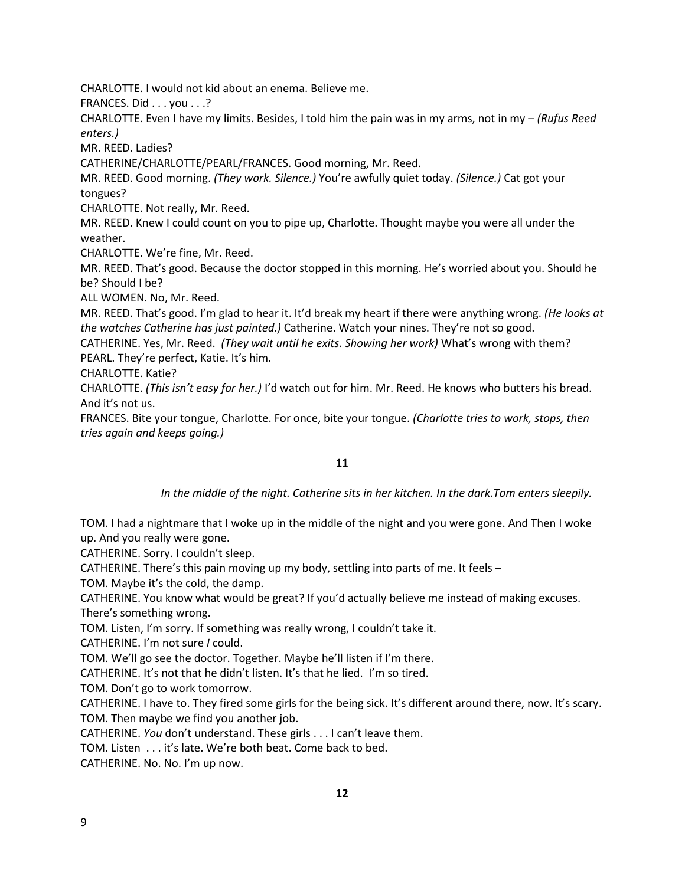CHARLOTTE. I would not kid about an enema. Believe me.

FRANCES. Did . . . you . . .?

CHARLOTTE. Even I have my limits. Besides, I told him the pain was in my arms, not in my – *(Rufus Reed enters.)*

MR. REED. Ladies?

CATHERINE/CHARLOTTE/PEARL/FRANCES. Good morning, Mr. Reed.

MR. REED. Good morning. *(They work. Silence.)* You're awfully quiet today. *(Silence.)* Cat got your tongues?

CHARLOTTE. Not really, Mr. Reed.

MR. REED. Knew I could count on you to pipe up, Charlotte. Thought maybe you were all under the weather.

CHARLOTTE. We're fine, Mr. Reed.

MR. REED. That's good. Because the doctor stopped in this morning. He's worried about you. Should he be? Should I be?

ALL WOMEN. No, Mr. Reed.

MR. REED. That's good. I'm glad to hear it. It'd break my heart if there were anything wrong. *(He looks at the watches Catherine has just painted.)* Catherine. Watch your nines. They're not so good.

CATHERINE. Yes, Mr. Reed. *(They wait until he exits. Showing her work)* What's wrong with them?

PEARL. They're perfect, Katie. It's him.

CHARLOTTE. Katie?

CHARLOTTE. *(This isn't easy for her.)* I'd watch out for him. Mr. Reed. He knows who butters his bread. And it's not us.

FRANCES. Bite your tongue, Charlotte. For once, bite your tongue. *(Charlotte tries to work, stops, then tries again and keeps going.)*

**11**

*In the middle of the night. Catherine sits in her kitchen. In the dark.Tom enters sleepily.*

TOM. I had a nightmare that I woke up in the middle of the night and you were gone. And Then I woke up. And you really were gone.

CATHERINE. Sorry. I couldn't sleep.

CATHERINE. There's this pain moving up my body, settling into parts of me. It feels –

TOM. Maybe it's the cold, the damp.

CATHERINE. You know what would be great? If you'd actually believe me instead of making excuses. There's something wrong.

TOM. Listen, I'm sorry. If something was really wrong, I couldn't take it.

CATHERINE. I'm not sure *I* could.

TOM. We'll go see the doctor. Together. Maybe he'll listen if I'm there.

CATHERINE. It's not that he didn't listen. It's that he lied. I'm so tired.

TOM. Don't go to work tomorrow.

CATHERINE. I have to. They fired some girls for the being sick. It's different around there, now. It's scary.

TOM. Then maybe we find you another job.

CATHERINE. *You* don't understand. These girls . . . I can't leave them.

TOM. Listen . . . it's late. We're both beat. Come back to bed.

CATHERINE. No. No. I'm up now.

**12**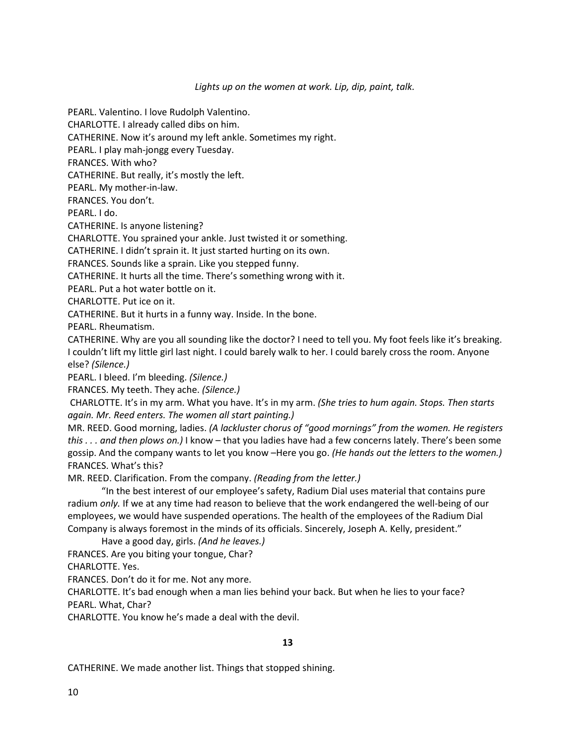*Lights up on the women at work. Lip, dip, paint, talk.*

PEARL. Valentino. I love Rudolph Valentino.

CHARLOTTE. I already called dibs on him.

CATHERINE. Now it's around my left ankle. Sometimes my right.

PEARL. I play mah-jongg every Tuesday.

FRANCES. With who?

CATHERINE. But really, it's mostly the left.

PEARL. My mother-in-law.

FRANCES. You don't.

PEARL. I do.

CATHERINE. Is anyone listening?

CHARLOTTE. You sprained your ankle. Just twisted it or something.

CATHERINE. I didn't sprain it. It just started hurting on its own.

FRANCES. Sounds like a sprain. Like you stepped funny.

CATHERINE. It hurts all the time. There's something wrong with it.

PEARL. Put a hot water bottle on it.

CHARLOTTE. Put ice on it.

CATHERINE. But it hurts in a funny way. Inside. In the bone.

PEARL. Rheumatism.

CATHERINE. Why are you all sounding like the doctor? I need to tell you. My foot feels like it's breaking. I couldn't lift my little girl last night. I could barely walk to her. I could barely cross the room. Anyone else? *(Silence.)*

PEARL. I bleed. I'm bleeding. *(Silence.)*

FRANCES. My teeth. They ache. *(Silence.)*

CHARLOTTE. It's in my arm. What you have. It's in my arm. *(She tries to hum again. Stops. Then starts again. Mr. Reed enters. The women all start painting.)*

MR. REED. Good morning, ladies. *(A lackluster chorus of "good mornings" from the women. He registers this . . . and then plows on.)* I know – that you ladies have had a few concerns lately. There's been some gossip. And the company wants to let you know –Here you go. *(He hands out the letters to the women.)*

FRANCES. What's this?

MR. REED. Clarification. From the company. *(Reading from the letter.)*

"In the best interest of our employee's safety, Radium Dial uses material that contains pure radium *only.* If we at any time had reason to believe that the work endangered the well-being of our employees, we would have suspended operations. The health of the employees of the Radium Dial Company is always foremost in the minds of its officials. Sincerely, Joseph A. Kelly, president."

Have a good day, girls. *(And he leaves.)*

FRANCES. Are you biting your tongue, Char?

CHARLOTTE. Yes.

FRANCES. Don't do it for me. Not any more.

CHARLOTTE. It's bad enough when a man lies behind your back. But when he lies to your face?

PEARL. What, Char?

CHARLOTTE. You know he's made a deal with the devil.

**13**

CATHERINE. We made another list. Things that stopped shining.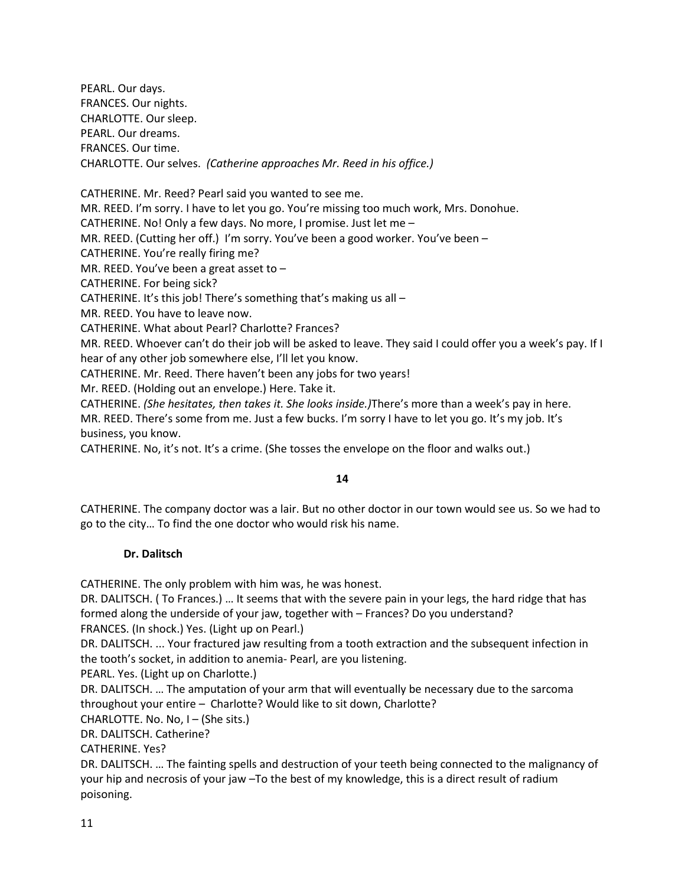PEARL. Our days.
FRANCES. Our nights.
CHARLOTTE. Our sleep.
PEARL. Our dreams.
FRANCES. Our time.
CHARLOTTE. Our selves. *(Catherine approaches Mr. Reed in his office.)*

CATHERINE. Mr. Reed? Pearl said you wanted to see me.
MR. REED. I'm sorry. I have to let you go. You're missing too much work, Mrs. Donohue.
CATHERINE. No! Only a few days. No more, I promise. Just let me –
MR. REED. (Cutting her off.) I'm sorry. You've been a good worker. You've been –
CATHERINE. You're really firing me?
MR. REED. You've been a great asset to –
CATHERINE. For being sick?
CATHERINE. It's this job! There's something that's making us all –
MR. REED. You have to leave now.
CATHERINE. What about Pearl? Charlotte? Frances?
MR. REED. Whoever can't do their job will be asked to leave. They said I could offer you a week's pay. If I hear of any other job somewhere else, I'll let you know.
CATHERINE. Mr. Reed. There haven't been any jobs for two years!
Mr. REED. (Holding out an envelope.) Here. Take it.
CATHERINE. *(She hesitates, then takes it. She looks inside.)*There's more than a week's pay in here.
MR. REED. There's some from me. Just a few bucks. I'm sorry I have to let you go. It's my job. It's business, you know.
CATHERINE. No, it's not. It's a crime. (She tosses the envelope on the floor and walks out.)

**14**

CATHERINE. The company doctor was a lair. But no other doctor in our town would see us. So we had to go to the city… To find the one doctor who would risk his name.

**Dr. Dalitsch**

CATHERINE. The only problem with him was, he was honest.
DR. DALITSCH. ( To Frances.) … It seems that with the severe pain in your legs, the hard ridge that has formed along the underside of your jaw, together with – Frances? Do you understand?
FRANCES. (In shock.) Yes. (Light up on Pearl.)
DR. DALITSCH. ... Your fractured jaw resulting from a tooth extraction and the subsequent infection in the tooth's socket, in addition to anemia- Pearl, are you listening.
PEARL. Yes. (Light up on Charlotte.)
DR. DALITSCH. … The amputation of your arm that will eventually be necessary due to the sarcoma throughout your entire – Charlotte? Would like to sit down, Charlotte?
CHARLOTTE. No. No, I – (She sits.)
DR. DALITSCH. Catherine?
CATHERINE. Yes?
DR. DALITSCH. … The fainting spells and destruction of your teeth being connected to the malignancy of your hip and necrosis of your jaw –To the best of my knowledge, this is a direct result of radium poisoning.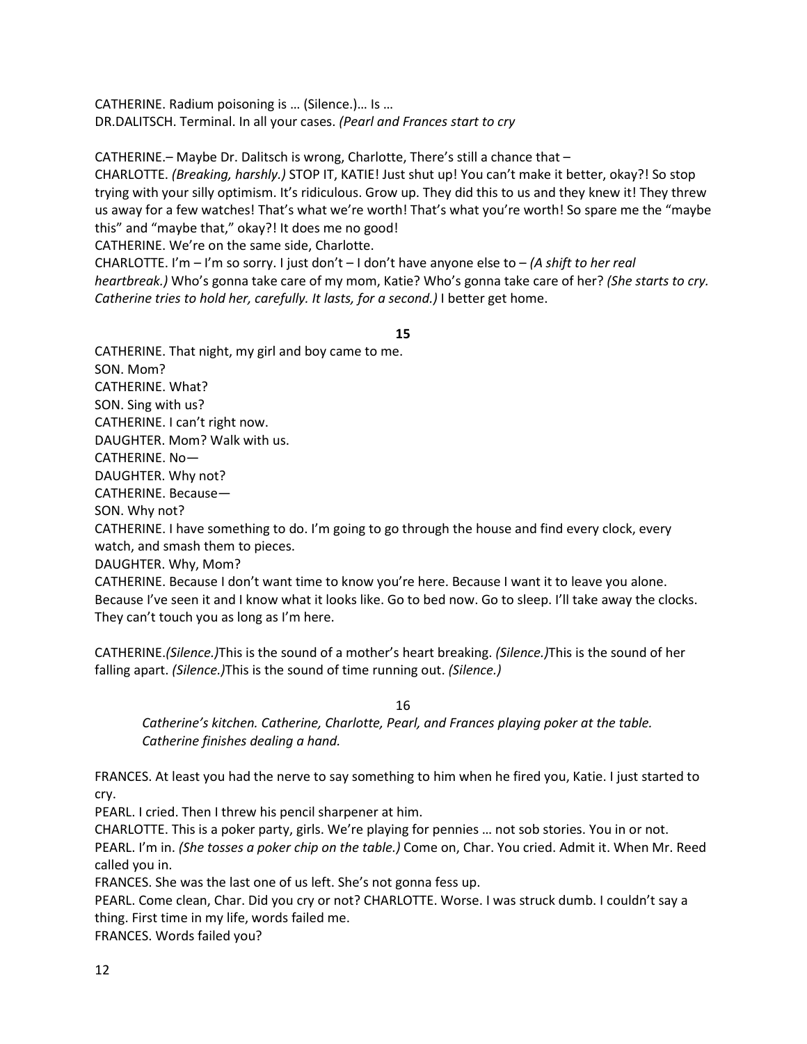CATHERINE. Radium poisoning is … (Silence.)… Is …
DR.DALITSCH. Terminal. In all your cases. *(Pearl and Frances start to cry*

CATHERINE.– Maybe Dr. Dalitsch is wrong, Charlotte, There's still a chance that –
CHARLOTTE. *(Breaking, harshly.)* STOP IT, KATIE! Just shut up! You can't make it better, okay?! So stop trying with your silly optimism. It's ridiculous. Grow up. They did this to us and they knew it! They threw us away for a few watches! That's what we're worth! That's what you're worth! So spare me the "maybe this" and "maybe that," okay?! It does me no good!
CATHERINE. We're on the same side, Charlotte.
CHARLOTTE. I'm – I'm so sorry. I just don't – I don't have anyone else to – *(A shift to her real heartbreak.)* Who's gonna take care of my mom, Katie? Who's gonna take care of her? *(She starts to cry. Catherine tries to hold her, carefully. It lasts, for a second.)* I better get home.

**15**

CATHERINE. That night, my girl and boy came to me.
SON. Mom?
CATHERINE. What?
SON. Sing with us?
CATHERINE. I can't right now.
DAUGHTER. Mom? Walk with us.
CATHERINE. No—
DAUGHTER. Why not?
CATHERINE. Because—
SON. Why not?
CATHERINE. I have something to do. I'm going to go through the house and find every clock, every watch, and smash them to pieces.
DAUGHTER. Why, Mom?
CATHERINE. Because I don't want time to know you're here. Because I want it to leave you alone. Because I've seen it and I know what it looks like. Go to bed now. Go to sleep. I'll take away the clocks. They can't touch you as long as I'm here.

CATHERINE.*(Silence.)*This is the sound of a mother's heart breaking. *(Silence.)*This is the sound of her falling apart. *(Silence.)*This is the sound of time running out. *(Silence.)*

16

*Catherine's kitchen. Catherine, Charlotte, Pearl, and Frances playing poker at the table. Catherine finishes dealing a hand.*

FRANCES. At least you had the nerve to say something to him when he fired you, Katie. I just started to cry.
PEARL. I cried. Then I threw his pencil sharpener at him.
CHARLOTTE. This is a poker party, girls. We're playing for pennies … not sob stories. You in or not.
PEARL. I'm in. *(She tosses a poker chip on the table.)* Come on, Char. You cried. Admit it. When Mr. Reed called you in.
FRANCES. She was the last one of us left. She's not gonna fess up.
PEARL. Come clean, Char. Did you cry or not? CHARLOTTE. Worse. I was struck dumb. I couldn't say a thing. First time in my life, words failed me.
FRANCES. Words failed you?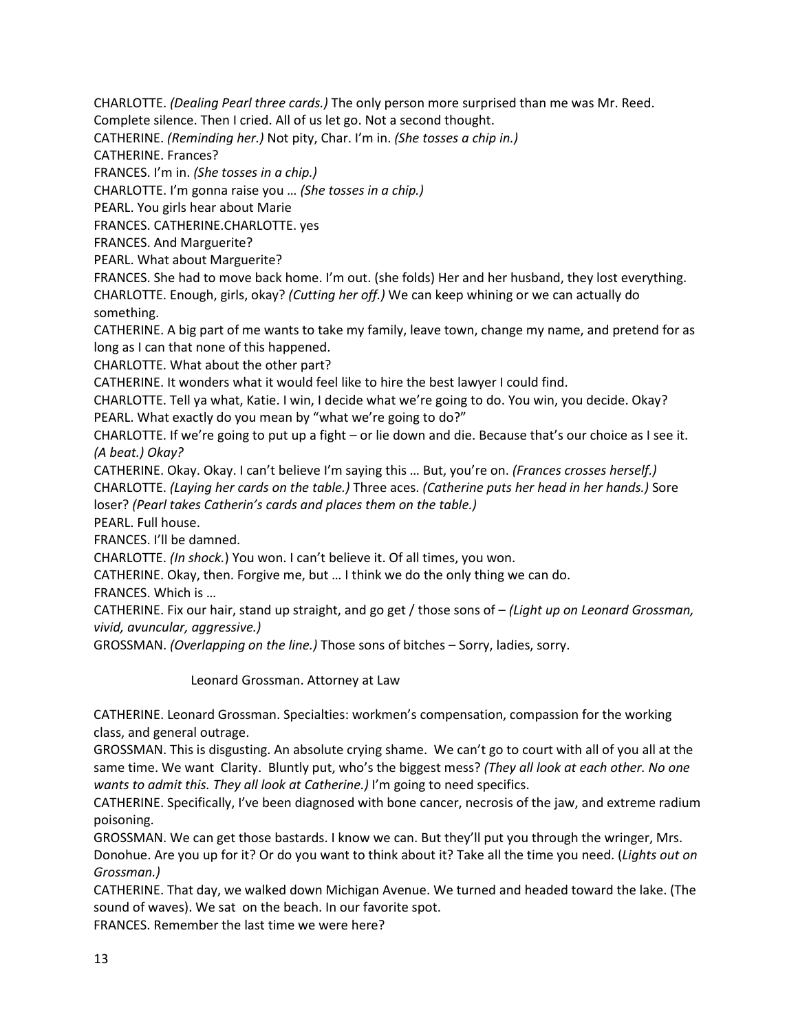CHARLOTTE. *(Dealing Pearl three cards.)* The only person more surprised than me was Mr. Reed. Complete silence. Then I cried. All of us let go. Not a second thought.

CATHERINE. *(Reminding her.)* Not pity, Char. I'm in. *(She tosses a chip in.)*

CATHERINE. Frances?

FRANCES. I'm in. *(She tosses in a chip.)*

CHARLOTTE. I'm gonna raise you … *(She tosses in a chip.)*

PEARL. You girls hear about Marie

FRANCES. CATHERINE.CHARLOTTE. yes

FRANCES. And Marguerite?

PEARL. What about Marguerite?

FRANCES. She had to move back home. I'm out. (she folds) Her and her husband, they lost everything.

CHARLOTTE. Enough, girls, okay? *(Cutting her off.)* We can keep whining or we can actually do something.

CATHERINE. A big part of me wants to take my family, leave town, change my name, and pretend for as long as I can that none of this happened.

CHARLOTTE. What about the other part?

CATHERINE. It wonders what it would feel like to hire the best lawyer I could find.

CHARLOTTE. Tell ya what, Katie. I win, I decide what we're going to do. You win, you decide. Okay?

PEARL. What exactly do you mean by "what we're going to do?"

CHARLOTTE. If we're going to put up a fight – or lie down and die. Because that's our choice as I see it. *(A beat.) Okay?*

CATHERINE. Okay. Okay. I can't believe I'm saying this … But, you're on. *(Frances crosses herself.)*

CHARLOTTE. *(Laying her cards on the table.)* Three aces. *(Catherine puts her head in her hands.)* Sore loser? *(Pearl takes Catherin's cards and places them on the table.)*

PEARL. Full house.

FRANCES. I'll be damned.

CHARLOTTE. *(In shock.)* You won. I can't believe it. Of all times, you won.

CATHERINE. Okay, then. Forgive me, but … I think we do the only thing we can do.

FRANCES. Which is …

CATHERINE. Fix our hair, stand up straight, and go get / those sons of – *(Light up on Leonard Grossman, vivid, avuncular, aggressive.)*

GROSSMAN. *(Overlapping on the line.)* Those sons of bitches – Sorry, ladies, sorry.

Leonard Grossman. Attorney at Law

CATHERINE. Leonard Grossman. Specialties: workmen's compensation, compassion for the working class, and general outrage.

GROSSMAN. This is disgusting. An absolute crying shame. We can't go to court with all of you all at the same time. We want Clarity. Bluntly put, who's the biggest mess? *(They all look at each other. No one wants to admit this. They all look at Catherine.)* I'm going to need specifics.

CATHERINE. Specifically, I've been diagnosed with bone cancer, necrosis of the jaw, and extreme radium poisoning.

GROSSMAN. We can get those bastards. I know we can. But they'll put you through the wringer, Mrs. Donohue. Are you up for it? Or do you want to think about it? Take all the time you need. (*Lights out on Grossman.)*

CATHERINE. That day, we walked down Michigan Avenue. We turned and headed toward the lake. (The sound of waves). We sat on the beach. In our favorite spot.

FRANCES. Remember the last time we were here?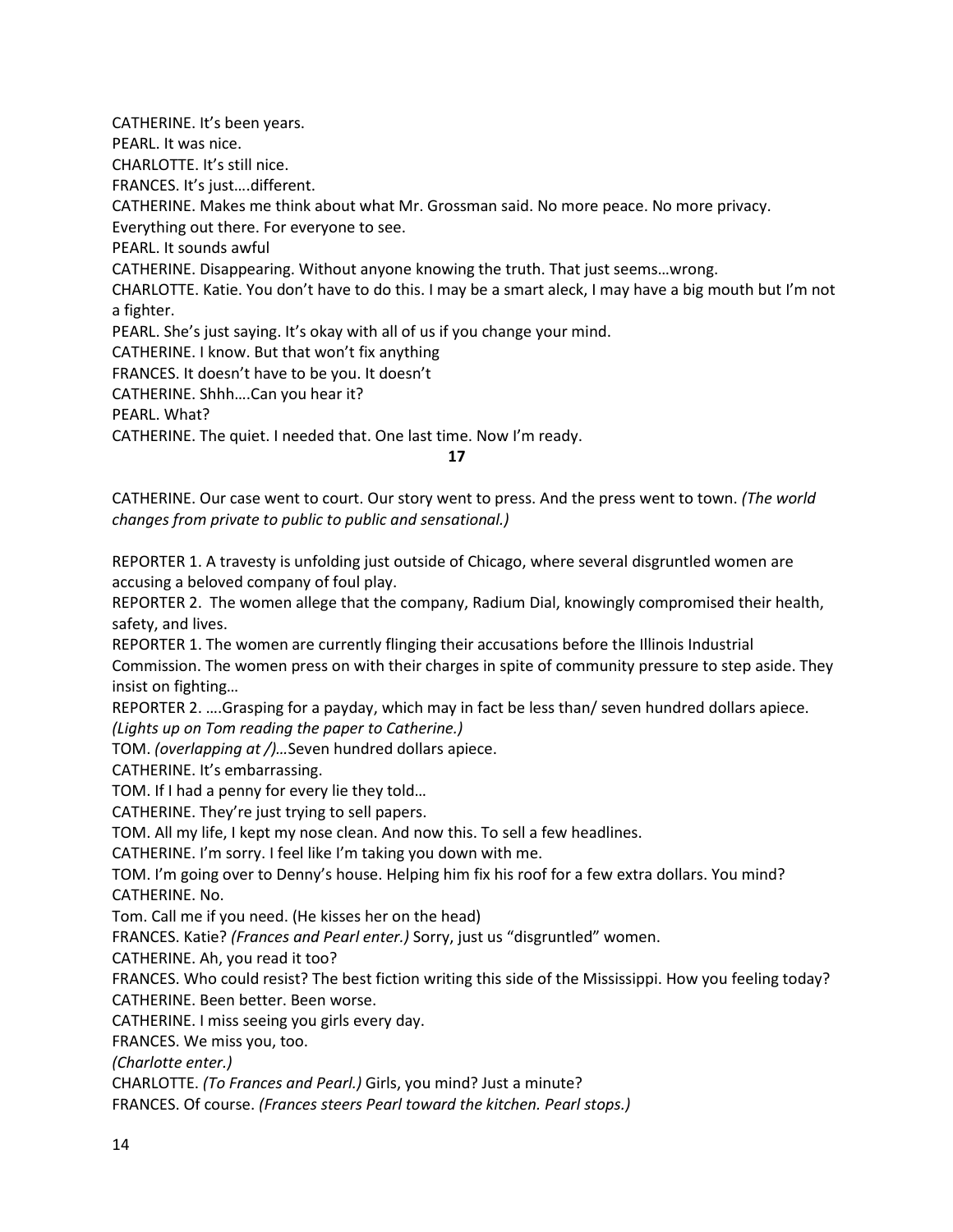CATHERINE. It's been years.
PEARL. It was nice.
CHARLOTTE. It's still nice.
FRANCES. It's just….different.
CATHERINE. Makes me think about what Mr. Grossman said. No more peace. No more privacy. Everything out there. For everyone to see.
PEARL. It sounds awful
CATHERINE. Disappearing. Without anyone knowing the truth. That just seems…wrong.
CHARLOTTE. Katie. You don't have to do this. I may be a smart aleck, I may have a big mouth but I'm not a fighter.
PEARL. She's just saying. It's okay with all of us if you change your mind.
CATHERINE. I know. But that won't fix anything
FRANCES. It doesn't have to be you. It doesn't
CATHERINE. Shhh….Can you hear it?
PEARL. What?
CATHERINE. The quiet. I needed that. One last time. Now I'm ready.

**17**

CATHERINE. Our case went to court. Our story went to press. And the press went to town. *(The world changes from private to public to public and sensational.)*

REPORTER 1. A travesty is unfolding just outside of Chicago, where several disgruntled women are accusing a beloved company of foul play.
REPORTER 2. The women allege that the company, Radium Dial, knowingly compromised their health, safety, and lives.
REPORTER 1. The women are currently flinging their accusations before the Illinois Industrial Commission. The women press on with their charges in spite of community pressure to step aside. They insist on fighting…
REPORTER 2. ….Grasping for a payday, which may in fact be less than/ seven hundred dollars apiece.
*(Lights up on Tom reading the paper to Catherine.)*
TOM. *(overlapping at /)…*Seven hundred dollars apiece.
CATHERINE. It's embarrassing.
TOM. If I had a penny for every lie they told…
CATHERINE. They're just trying to sell papers.
TOM. All my life, I kept my nose clean. And now this. To sell a few headlines.
CATHERINE. I'm sorry. I feel like I'm taking you down with me.
TOM. I'm going over to Denny's house. Helping him fix his roof for a few extra dollars. You mind?
CATHERINE. No.
Tom. Call me if you need. (He kisses her on the head)
FRANCES. Katie? *(Frances and Pearl enter.)* Sorry, just us "disgruntled" women.
CATHERINE. Ah, you read it too?
FRANCES. Who could resist? The best fiction writing this side of the Mississippi. How you feeling today?
CATHERINE. Been better. Been worse.
CATHERINE. I miss seeing you girls every day.
FRANCES. We miss you, too.
*(Charlotte enter.)*
CHARLOTTE. *(To Frances and Pearl.)* Girls, you mind? Just a minute?
FRANCES. Of course. *(Frances steers Pearl toward the kitchen. Pearl stops.)*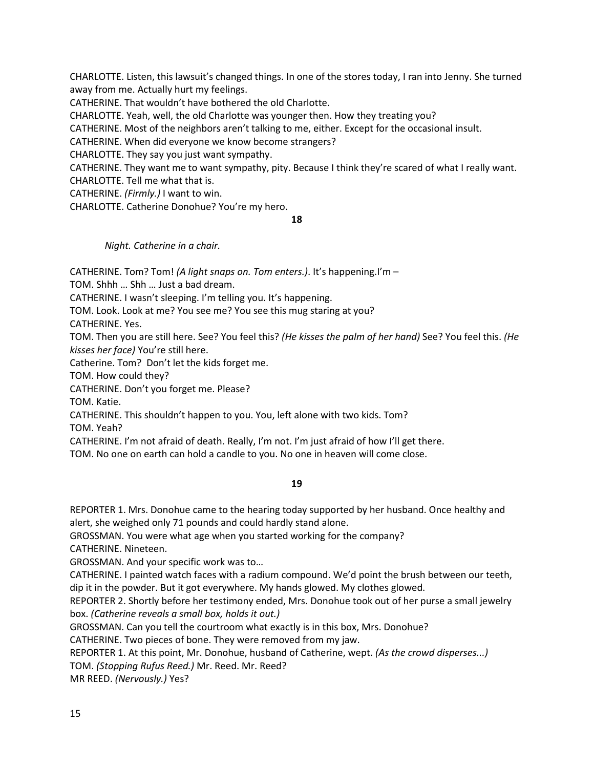CHARLOTTE. Listen, this lawsuit's changed things. In one of the stores today, I ran into Jenny. She turned away from me. Actually hurt my feelings.

CATHERINE. That wouldn't have bothered the old Charlotte.

CHARLOTTE. Yeah, well, the old Charlotte was younger then. How they treating you?

CATHERINE. Most of the neighbors aren't talking to me, either. Except for the occasional insult.

CATHERINE. When did everyone we know become strangers?

CHARLOTTE. They say you just want sympathy.

CATHERINE. They want me to want sympathy, pity. Because I think they're scared of what I really want.

CHARLOTTE. Tell me what that is.

CATHERINE. *(Firmly.)* I want to win.

CHARLOTTE. Catherine Donohue? You're my hero.

**18**

*Night. Catherine in a chair.*

CATHERINE. Tom? Tom! *(A light snaps on. Tom enters.)*. It's happening.I'm –

TOM. Shhh … Shh … Just a bad dream.

CATHERINE. I wasn't sleeping. I'm telling you. It's happening.

TOM. Look. Look at me? You see me? You see this mug staring at you?

CATHERINE. Yes.

TOM. Then you are still here. See? You feel this? *(He kisses the palm of her hand)* See? You feel this. *(He kisses her face)* You're still here.

Catherine. Tom? Don't let the kids forget me.

TOM. How could they?

CATHERINE. Don't you forget me. Please?

TOM. Katie.

CATHERINE. This shouldn't happen to you. You, left alone with two kids. Tom?

TOM. Yeah?

CATHERINE. I'm not afraid of death. Really, I'm not. I'm just afraid of how I'll get there.

TOM. No one on earth can hold a candle to you. No one in heaven will come close.

**19**

REPORTER 1. Mrs. Donohue came to the hearing today supported by her husband. Once healthy and alert, she weighed only 71 pounds and could hardly stand alone.

GROSSMAN. You were what age when you started working for the company?

CATHERINE. Nineteen.

GROSSMAN. And your specific work was to…

CATHERINE. I painted watch faces with a radium compound. We'd point the brush between our teeth, dip it in the powder. But it got everywhere. My hands glowed. My clothes glowed.

REPORTER 2. Shortly before her testimony ended, Mrs. Donohue took out of her purse a small jewelry box. *(Catherine reveals a small box, holds it out.)*

GROSSMAN. Can you tell the courtroom what exactly is in this box, Mrs. Donohue?

CATHERINE. Two pieces of bone. They were removed from my jaw.

REPORTER 1. At this point, Mr. Donohue, husband of Catherine, wept. *(As the crowd disperses...)*

TOM. *(Stopping Rufus Reed.)* Mr. Reed. Mr. Reed?

MR REED. *(Nervously.)* Yes?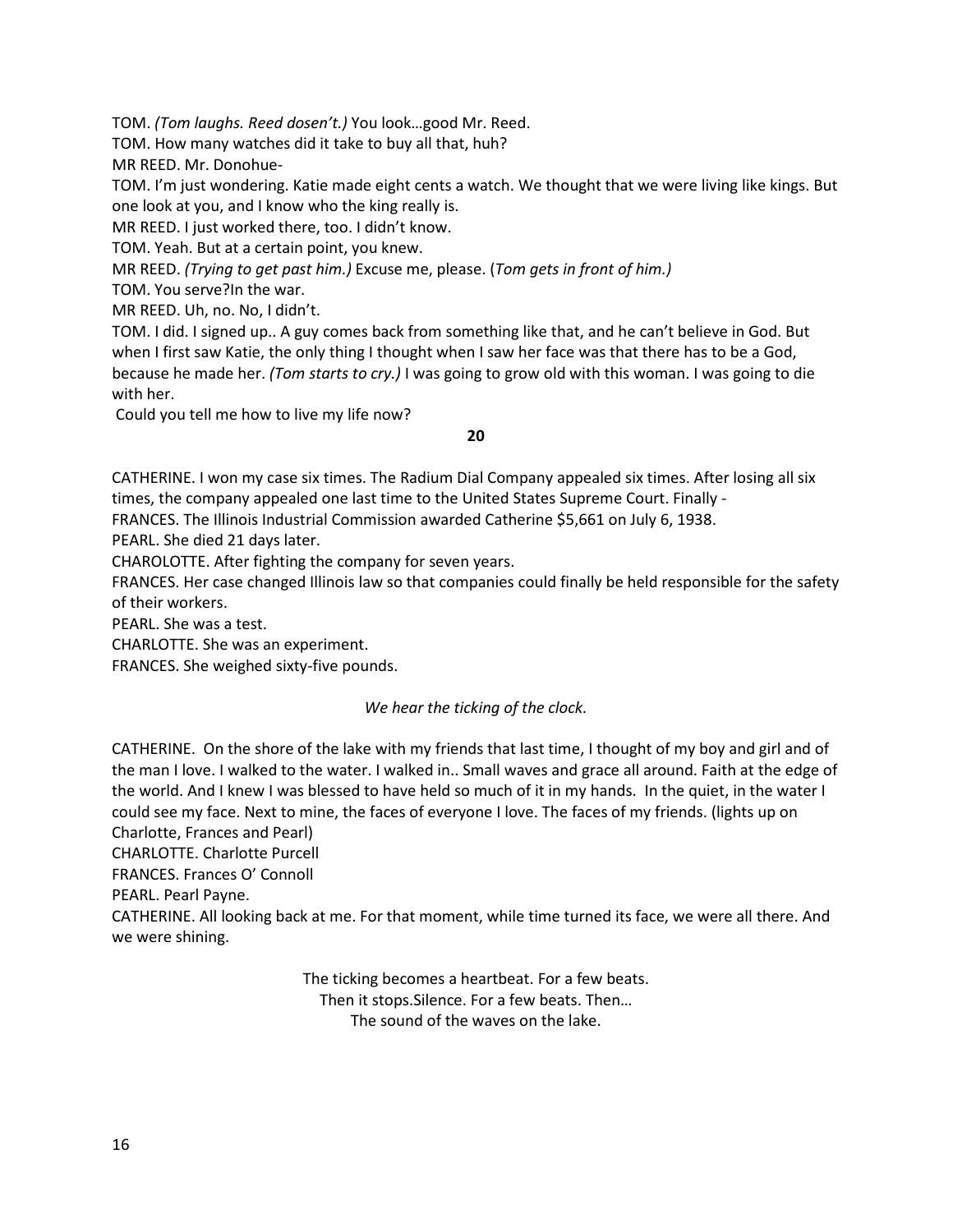TOM. *(Tom laughs. Reed dosen't.)* You look…good Mr. Reed.

TOM. How many watches did it take to buy all that, huh?

MR REED. Mr. Donohue-

TOM. I'm just wondering. Katie made eight cents a watch. We thought that we were living like kings. But one look at you, and I know who the king really is.

MR REED. I just worked there, too. I didn't know.

TOM. Yeah. But at a certain point, you knew.

MR REED. *(Trying to get past him.)* Excuse me, please. (*Tom gets in front of him.)*

TOM. You serve?In the war.

MR REED. Uh, no. No, I didn't.

TOM. I did. I signed up.. A guy comes back from something like that, and he can't believe in God. But when I first saw Katie, the only thing I thought when I saw her face was that there has to be a God, because he made her. *(Tom starts to cry.)* I was going to grow old with this woman. I was going to die with her.

Could you tell me how to live my life now?

**20**

CATHERINE. I won my case six times. The Radium Dial Company appealed six times. After losing all six times, the company appealed one last time to the United States Supreme Court. Finally -

FRANCES. The Illinois Industrial Commission awarded Catherine $5,661 on July 6, 1938.

PEARL. She died 21 days later.

CHAROLOTTE. After fighting the company for seven years.

FRANCES. Her case changed Illinois law so that companies could finally be held responsible for the safety of their workers.

PEARL. She was a test.

CHARLOTTE. She was an experiment.

FRANCES. She weighed sixty-five pounds.

*We hear the ticking of the clock.*

CATHERINE. On the shore of the lake with my friends that last time, I thought of my boy and girl and of the man I love. I walked to the water. I walked in.. Small waves and grace all around. Faith at the edge of the world. And I knew I was blessed to have held so much of it in my hands. In the quiet, in the water I could see my face. Next to mine, the faces of everyone I love. The faces of my friends. (lights up on Charlotte, Frances and Pearl)

CHARLOTTE. Charlotte Purcell

FRANCES. Frances O' Connoll

PEARL. Pearl Payne.

CATHERINE. All looking back at me. For that moment, while time turned its face, we were all there. And we were shining.

The ticking becomes a heartbeat. For a few beats.
Then it stops.Silence. For a few beats. Then…
The sound of the waves on the lake.